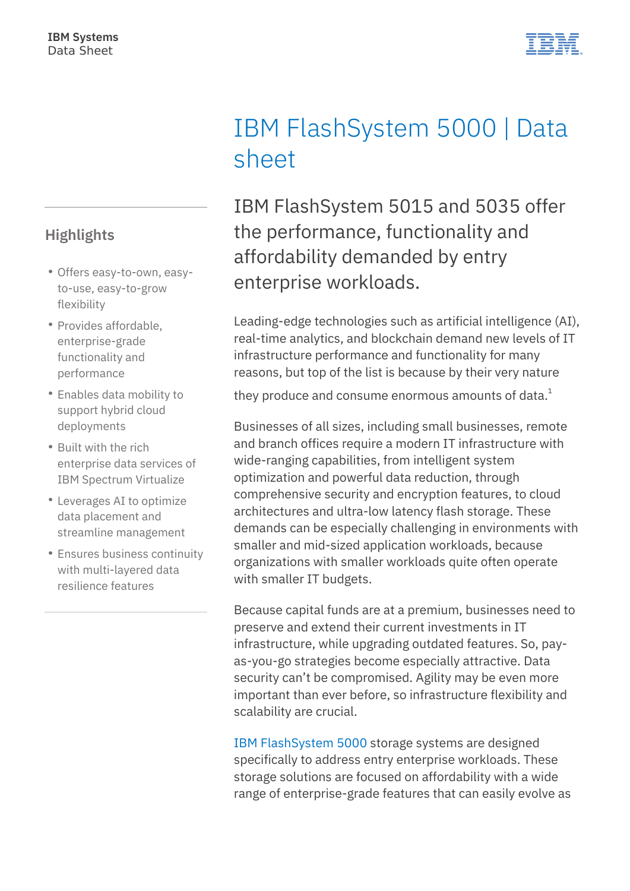IBM Systems
Data Sheet

# IBM FlashSystem 5000 | Data sheet

## Highlights

- Offers easy-to-own, easy-to-use, easy-to-grow flexibility
- Provides affordable, enterprise-grade functionality and performance
- Enables data mobility to support hybrid cloud deployments
- Built with the rich enterprise data services of IBM Spectrum Virtualize
- Leverages AI to optimize data placement and streamline management
- Ensures business continuity with multi-layered data resilience features

## IBM FlashSystem 5015 and 5035 offer the performance, functionality and affordability demanded by entry enterprise workloads.

Leading-edge technologies such as artificial intelligence (AI), real-time analytics, and blockchain demand new levels of IT infrastructure performance and functionality for many reasons, but top of the list is because by their very nature they produce and consume enormous amounts of data.[1]

Businesses of all sizes, including small businesses, remote and branch offices require a modern IT infrastructure with wide-ranging capabilities, from intelligent system optimization and powerful data reduction, through comprehensive security and encryption features, to cloud architectures and ultra-low latency flash storage. These demands can be especially challenging in environments with smaller and mid-sized application workloads, because organizations with smaller workloads quite often operate with smaller IT budgets.

Because capital funds are at a premium, businesses need to preserve and extend their current investments in IT infrastructure, while upgrading outdated features. So, pay-as-you-go strategies become especially attractive. Data security can't be compromised. Agility may be even more important than ever before, so infrastructure flexibility and scalability are crucial.

IBM FlashSystem 5000 storage systems are designed specifically to address entry enterprise workloads. These storage solutions are focused on affordability with a wide range of enterprise-grade features that can easily evolve as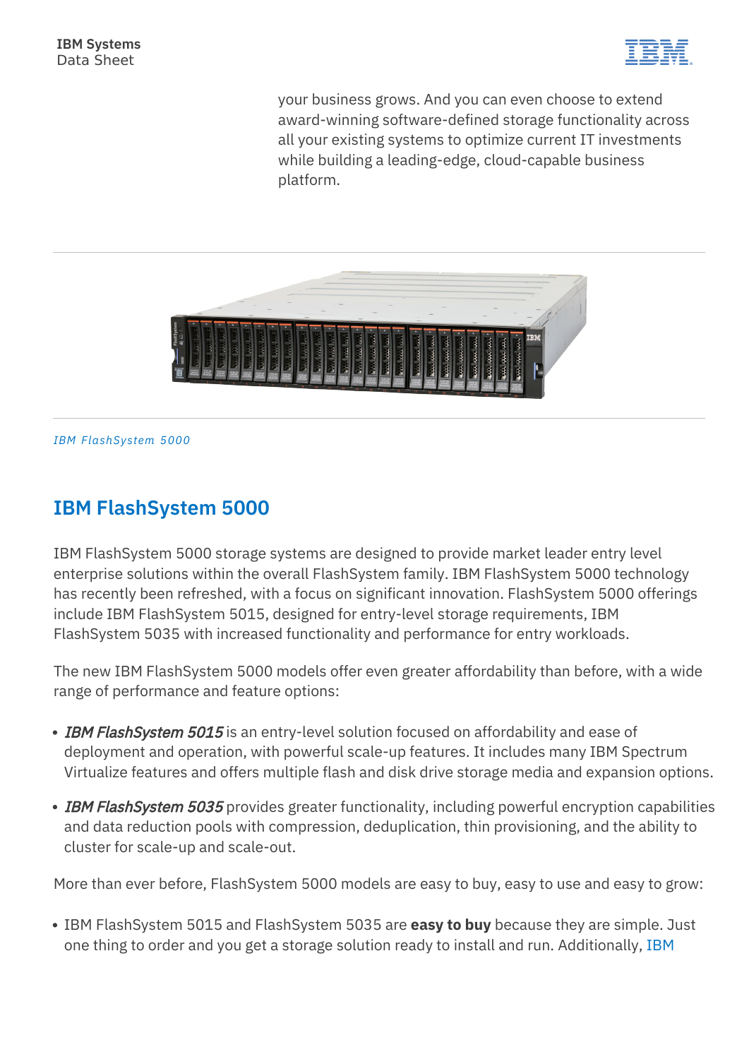your business grows. And you can even choose to extend award-winning software-defined storage functionality across all your existing systems to optimize current IT investments while building a leading-edge, cloud-capable business platform.

*IBM FlashSystem 5000*

## IBM FlashSystem 5000

IBM FlashSystem 5000 storage systems are designed to provide market leader entry level enterprise solutions within the overall FlashSystem family. IBM FlashSystem 5000 technology has recently been refreshed, with a focus on significant innovation. FlashSystem 5000 offerings include IBM FlashSystem 5015, designed for entry-level storage requirements, IBM FlashSystem 5035 with increased functionality and performance for entry workloads.

The new IBM FlashSystem 5000 models offer even greater affordability than before, with a wide range of performance and feature options:

- *IBM FlashSystem 5015* is an entry-level solution focused on affordability and ease of deployment and operation, with powerful scale-up features. It includes many IBM Spectrum Virtualize features and offers multiple flash and disk drive storage media and expansion options.
- *IBM FlashSystem 5035* provides greater functionality, including powerful encryption capabilities and data reduction pools with compression, deduplication, thin provisioning, and the ability to cluster for scale-up and scale-out.

More than ever before, FlashSystem 5000 models are easy to buy, easy to use and easy to grow:

- IBM FlashSystem 5015 and FlashSystem 5035 are **easy to buy** because they are simple. Just one thing to order and you get a storage solution ready to install and run. Additionally, IBM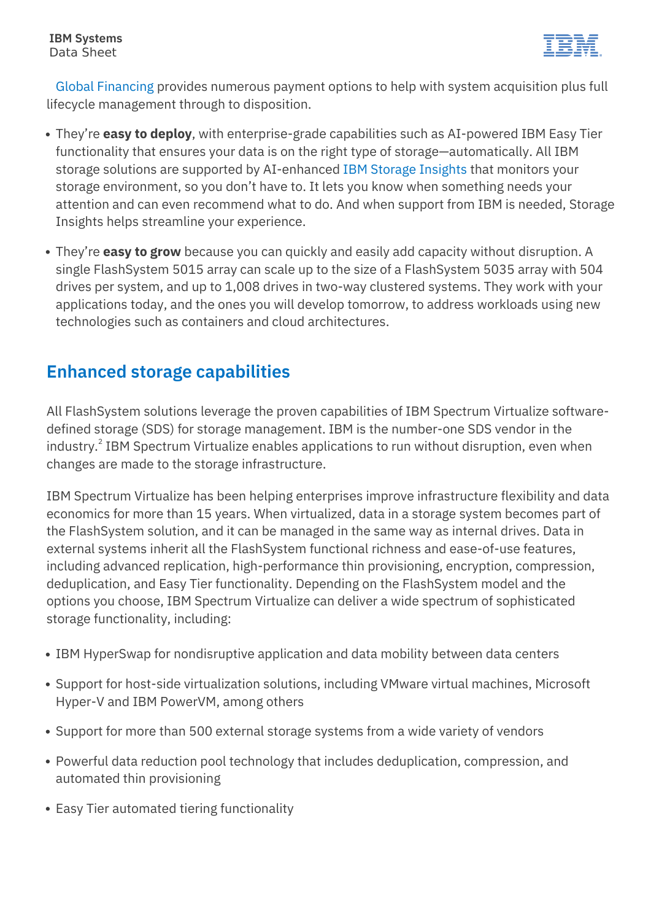Global Financing provides numerous payment options to help with system acquisition plus full lifecycle management through to disposition.

- They're **easy to deploy**, with enterprise-grade capabilities such as AI-powered IBM Easy Tier functionality that ensures your data is on the right type of storage—automatically. All IBM storage solutions are supported by AI-enhanced IBM Storage Insights that monitors your storage environment, so you don't have to. It lets you know when something needs your attention and can even recommend what to do. And when support from IBM is needed, Storage Insights helps streamline your experience.
- They're **easy to grow** because you can quickly and easily add capacity without disruption. A single FlashSystem 5015 array can scale up to the size of a FlashSystem 5035 array with 504 drives per system, and up to 1,008 drives in two-way clustered systems. They work with your applications today, and the ones you will develop tomorrow, to address workloads using new technologies such as containers and cloud architectures.

## Enhanced storage capabilities

All FlashSystem solutions leverage the proven capabilities of IBM Spectrum Virtualize software-defined storage (SDS) for storage management. IBM is the number-one SDS vendor in the industry.[2] IBM Spectrum Virtualize enables applications to run without disruption, even when changes are made to the storage infrastructure.

IBM Spectrum Virtualize has been helping enterprises improve infrastructure flexibility and data economics for more than 15 years. When virtualized, data in a storage system becomes part of the FlashSystem solution, and it can be managed in the same way as internal drives. Data in external systems inherit all the FlashSystem functional richness and ease-of-use features, including advanced replication, high-performance thin provisioning, encryption, compression, deduplication, and Easy Tier functionality. Depending on the FlashSystem model and the options you choose, IBM Spectrum Virtualize can deliver a wide spectrum of sophisticated storage functionality, including:

- IBM HyperSwap for nondisruptive application and data mobility between data centers
- Support for host-side virtualization solutions, including VMware virtual machines, Microsoft Hyper-V and IBM PowerVM, among others
- Support for more than 500 external storage systems from a wide variety of vendors
- Powerful data reduction pool technology that includes deduplication, compression, and automated thin provisioning
- Easy Tier automated tiering functionality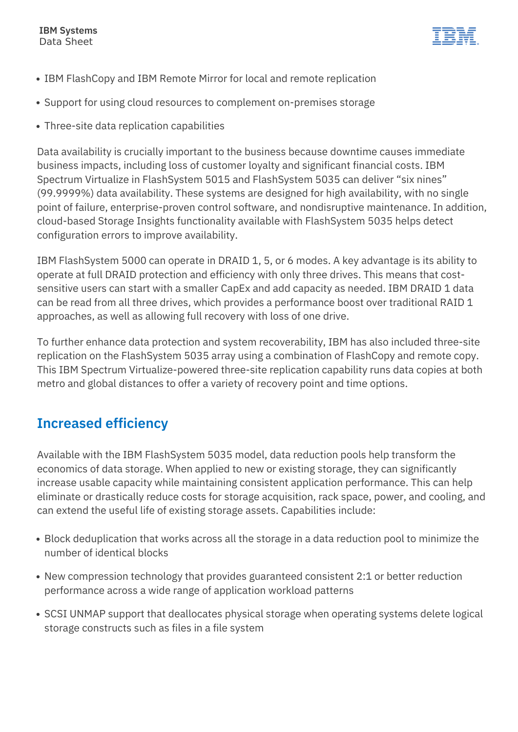- IBM FlashCopy and IBM Remote Mirror for local and remote replication
- Support for using cloud resources to complement on-premises storage
- Three-site data replication capabilities

Data availability is crucially important to the business because downtime causes immediate business impacts, including loss of customer loyalty and significant financial costs. IBM Spectrum Virtualize in FlashSystem 5015 and FlashSystem 5035 can deliver "six nines" (99.9999%) data availability. These systems are designed for high availability, with no single point of failure, enterprise-proven control software, and nondisruptive maintenance. In addition, cloud-based Storage Insights functionality available with FlashSystem 5035 helps detect configuration errors to improve availability.

IBM FlashSystem 5000 can operate in DRAID 1, 5, or 6 modes. A key advantage is its ability to operate at full DRAID protection and efficiency with only three drives. This means that cost-sensitive users can start with a smaller CapEx and add capacity as needed. IBM DRAID 1 data can be read from all three drives, which provides a performance boost over traditional RAID 1 approaches, as well as allowing full recovery with loss of one drive.

To further enhance data protection and system recoverability, IBM has also included three-site replication on the FlashSystem 5035 array using a combination of FlashCopy and remote copy. This IBM Spectrum Virtualize-powered three-site replication capability runs data copies at both metro and global distances to offer a variety of recovery point and time options.

## Increased efficiency

Available with the IBM FlashSystem 5035 model, data reduction pools help transform the economics of data storage. When applied to new or existing storage, they can significantly increase usable capacity while maintaining consistent application performance. This can help eliminate or drastically reduce costs for storage acquisition, rack space, power, and cooling, and can extend the useful life of existing storage assets. Capabilities include:

- Block deduplication that works across all the storage in a data reduction pool to minimize the number of identical blocks
- New compression technology that provides guaranteed consistent 2:1 or better reduction performance across a wide range of application workload patterns
- SCSI UNMAP support that deallocates physical storage when operating systems delete logical storage constructs such as files in a file system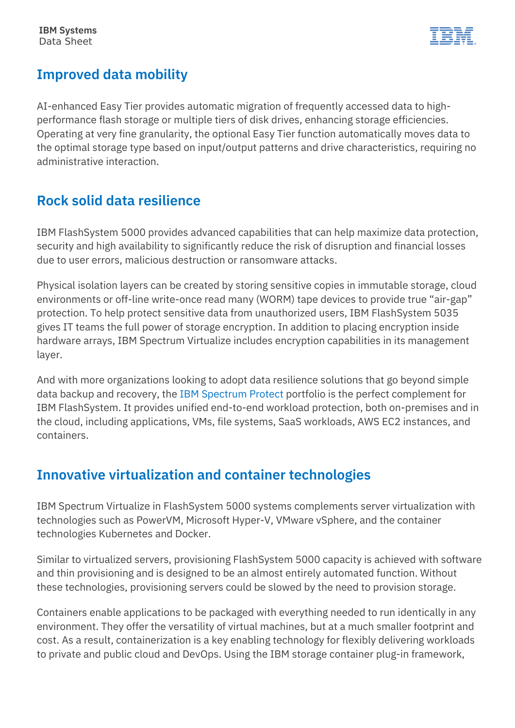## Improved data mobility

AI-enhanced Easy Tier provides automatic migration of frequently accessed data to high-performance flash storage or multiple tiers of disk drives, enhancing storage efficiencies. Operating at very fine granularity, the optional Easy Tier function automatically moves data to the optimal storage type based on input/output patterns and drive characteristics, requiring no administrative interaction.

## Rock solid data resilience

IBM FlashSystem 5000 provides advanced capabilities that can help maximize data protection, security and high availability to significantly reduce the risk of disruption and financial losses due to user errors, malicious destruction or ransomware attacks.

Physical isolation layers can be created by storing sensitive copies in immutable storage, cloud environments or off-line write-once read many (WORM) tape devices to provide true “air-gap” protection. To help protect sensitive data from unauthorized users, IBM FlashSystem 5035 gives IT teams the full power of storage encryption. In addition to placing encryption inside hardware arrays, IBM Spectrum Virtualize includes encryption capabilities in its management layer.

And with more organizations looking to adopt data resilience solutions that go beyond simple data backup and recovery, the IBM Spectrum Protect portfolio is the perfect complement for IBM FlashSystem. It provides unified end-to-end workload protection, both on-premises and in the cloud, including applications, VMs, file systems, SaaS workloads, AWS EC2 instances, and containers.

## Innovative virtualization and container technologies

IBM Spectrum Virtualize in FlashSystem 5000 systems complements server virtualization with technologies such as PowerVM, Microsoft Hyper-V, VMware vSphere, and the container technologies Kubernetes and Docker.

Similar to virtualized servers, provisioning FlashSystem 5000 capacity is achieved with software and thin provisioning and is designed to be an almost entirely automated function. Without these technologies, provisioning servers could be slowed by the need to provision storage.

Containers enable applications to be packaged with everything needed to run identically in any environment. They offer the versatility of virtual machines, but at a much smaller footprint and cost. As a result, containerization is a key enabling technology for flexibly delivering workloads to private and public cloud and DevOps. Using the IBM storage container plug-in framework,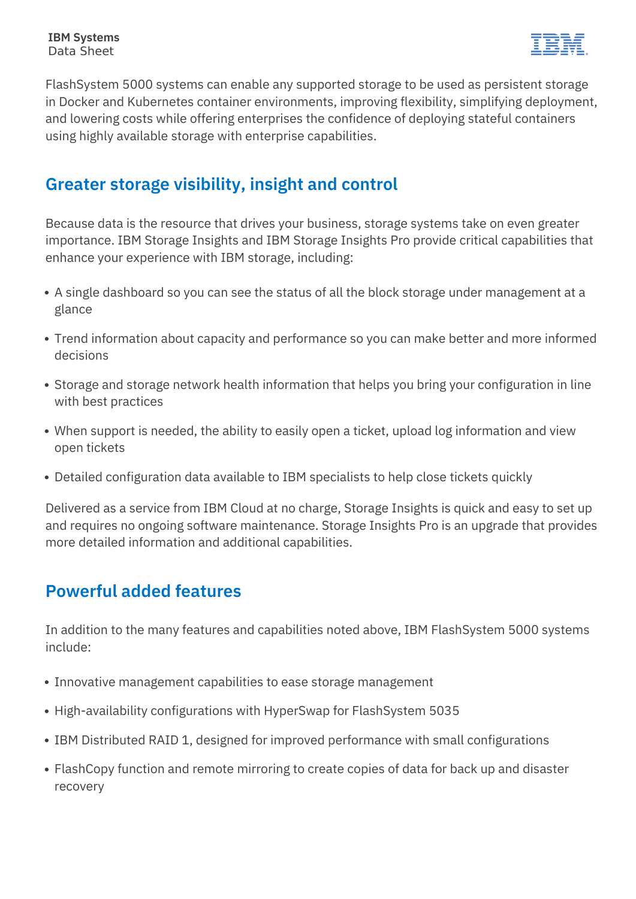FlashSystem 5000 systems can enable any supported storage to be used as persistent storage in Docker and Kubernetes container environments, improving flexibility, simplifying deployment, and lowering costs while offering enterprises the confidence of deploying stateful containers using highly available storage with enterprise capabilities.

## Greater storage visibility, insight and control

Because data is the resource that drives your business, storage systems take on even greater importance. IBM Storage Insights and IBM Storage Insights Pro provide critical capabilities that enhance your experience with IBM storage, including:

- A single dashboard so you can see the status of all the block storage under management at a glance
- Trend information about capacity and performance so you can make better and more informed decisions
- Storage and storage network health information that helps you bring your configuration in line with best practices
- When support is needed, the ability to easily open a ticket, upload log information and view open tickets
- Detailed configuration data available to IBM specialists to help close tickets quickly

Delivered as a service from IBM Cloud at no charge, Storage Insights is quick and easy to set up and requires no ongoing software maintenance. Storage Insights Pro is an upgrade that provides more detailed information and additional capabilities.

## Powerful added features

In addition to the many features and capabilities noted above, IBM FlashSystem 5000 systems include:

- Innovative management capabilities to ease storage management
- High-availability configurations with HyperSwap for FlashSystem 5035
- IBM Distributed RAID 1, designed for improved performance with small configurations
- FlashCopy function and remote mirroring to create copies of data for back up and disaster recovery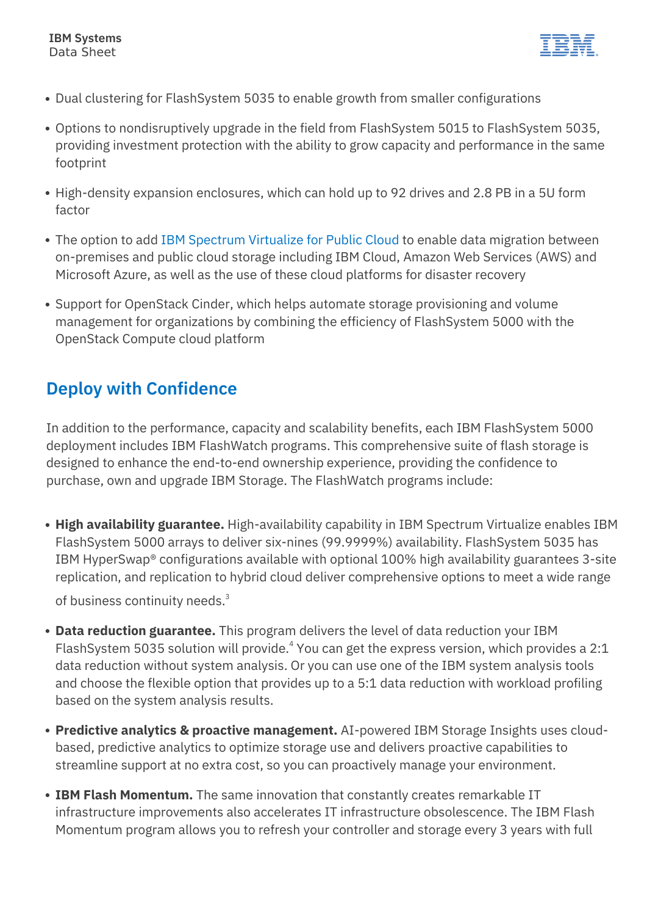- Dual clustering for FlashSystem 5035 to enable growth from smaller configurations
- Options to nondisruptively upgrade in the field from FlashSystem 5015 to FlashSystem 5035, providing investment protection with the ability to grow capacity and performance in the same footprint
- High-density expansion enclosures, which can hold up to 92 drives and 2.8 PB in a 5U form factor
- The option to add IBM Spectrum Virtualize for Public Cloud to enable data migration between on-premises and public cloud storage including IBM Cloud, Amazon Web Services (AWS) and Microsoft Azure, as well as the use of these cloud platforms for disaster recovery
- Support for OpenStack Cinder, which helps automate storage provisioning and volume management for organizations by combining the efficiency of FlashSystem 5000 with the OpenStack Compute cloud platform

## Deploy with Confidence

In addition to the performance, capacity and scalability benefits, each IBM FlashSystem 5000 deployment includes IBM FlashWatch programs. This comprehensive suite of flash storage is designed to enhance the end-to-end ownership experience, providing the confidence to purchase, own and upgrade IBM Storage. The FlashWatch programs include:

- **High availability guarantee.** High-availability capability in IBM Spectrum Virtualize enables IBM FlashSystem 5000 arrays to deliver six-nines (99.9999%) availability. FlashSystem 5035 has IBM HyperSwap® configurations available with optional 100% high availability guarantees 3-site replication, and replication to hybrid cloud deliver comprehensive options to meet a wide range of business continuity needs.[3]
- **Data reduction guarantee.** This program delivers the level of data reduction your IBM FlashSystem 5035 solution will provide.[4] You can get the express version, which provides a 2:1 data reduction without system analysis. Or you can use one of the IBM system analysis tools and choose the flexible option that provides up to a 5:1 data reduction with workload profiling based on the system analysis results.
- **Predictive analytics & proactive management.** AI-powered IBM Storage Insights uses cloud-based, predictive analytics to optimize storage use and delivers proactive capabilities to streamline support at no extra cost, so you can proactively manage your environment.
- **IBM Flash Momentum.** The same innovation that constantly creates remarkable IT infrastructure improvements also accelerates IT infrastructure obsolescence. The IBM Flash Momentum program allows you to refresh your controller and storage every 3 years with full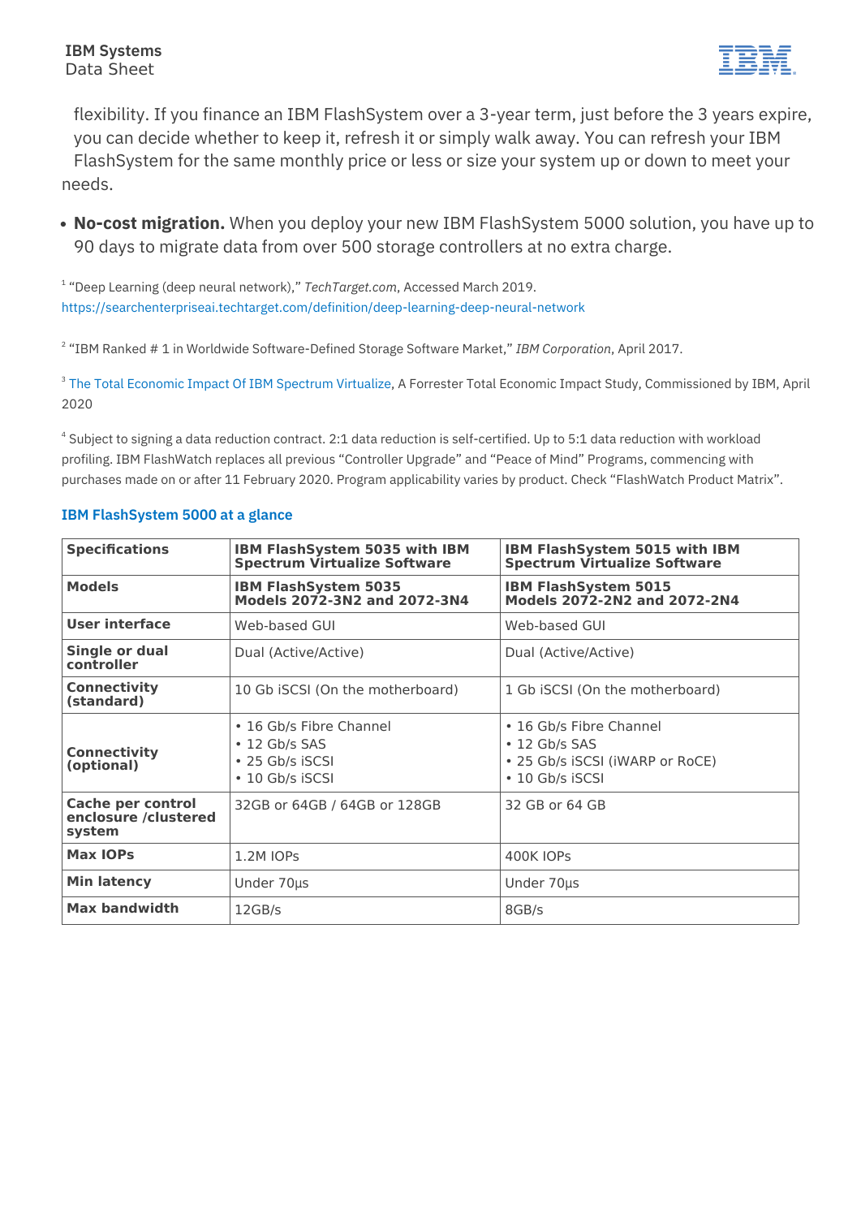flexibility. If you finance an IBM FlashSystem over a 3-year term, just before the 3 years expire, you can decide whether to keep it, refresh it or simply walk away. You can refresh your IBM FlashSystem for the same monthly price or less or size your system up or down to meet your needs.

- **No-cost migration.** When you deploy your new IBM FlashSystem 5000 solution, you have up to 90 days to migrate data from over 500 storage controllers at no extra charge.

[1] "Deep Learning (deep neural network)," *TechTarget.com*, Accessed March 2019. https://searchenterpriseai.techtarget.com/definition/deep-learning-deep-neural-network

[2] "IBM Ranked # 1 in Worldwide Software-Defined Storage Software Market," *IBM Corporation*, April 2017.

[3] The Total Economic Impact Of IBM Spectrum Virtualize, A Forrester Total Economic Impact Study, Commissioned by IBM, April 2020

[4] Subject to signing a data reduction contract. 2:1 data reduction is self-certified. Up to 5:1 data reduction with workload profiling. IBM FlashWatch replaces all previous "Controller Upgrade" and "Peace of Mind" Programs, commencing with purchases made on or after 11 February 2020. Program applicability varies by product. Check "FlashWatch Product Matrix".

## IBM FlashSystem 5000 at a glance

| **Specifications** | **IBM FlashSystem 5035 with IBM Spectrum Virtualize Software** | **IBM FlashSystem 5015 with IBM Spectrum Virtualize Software** |
|---|---|---|
| **Models** | **IBM FlashSystem 5035 Models 2072-3N2 and 2072-3N4** | **IBM FlashSystem 5015 Models 2072-2N2 and 2072-2N4** |
| **User interface** | Web-based GUI | Web-based GUI |
| **Single or dual controller** | Dual (Active/Active) | Dual (Active/Active) |
| **Connectivity (standard)** | 10 Gb iSCSI (On the motherboard) | 1 Gb iSCSI (On the motherboard) |
| **Connectivity (optional)** | • 16 Gb/s Fibre Channel<br>• 12 Gb/s SAS<br>• 25 Gb/s iSCSI<br>• 10 Gb/s iSCSI | • 16 Gb/s Fibre Channel<br>• 12 Gb/s SAS<br>• 25 Gb/s iSCSI (iWARP or RoCE)<br>• 10 Gb/s iSCSI |
| **Cache per control enclosure /clustered system** | 32GB or 64GB / 64GB or 128GB | 32 GB or 64 GB |
| **Max IOPs** | 1.2M IOPs | 400K IOPs |
| **Min latency** | Under 70µs | Under 70µs |
| **Max bandwidth** | 12GB/s | 8GB/s |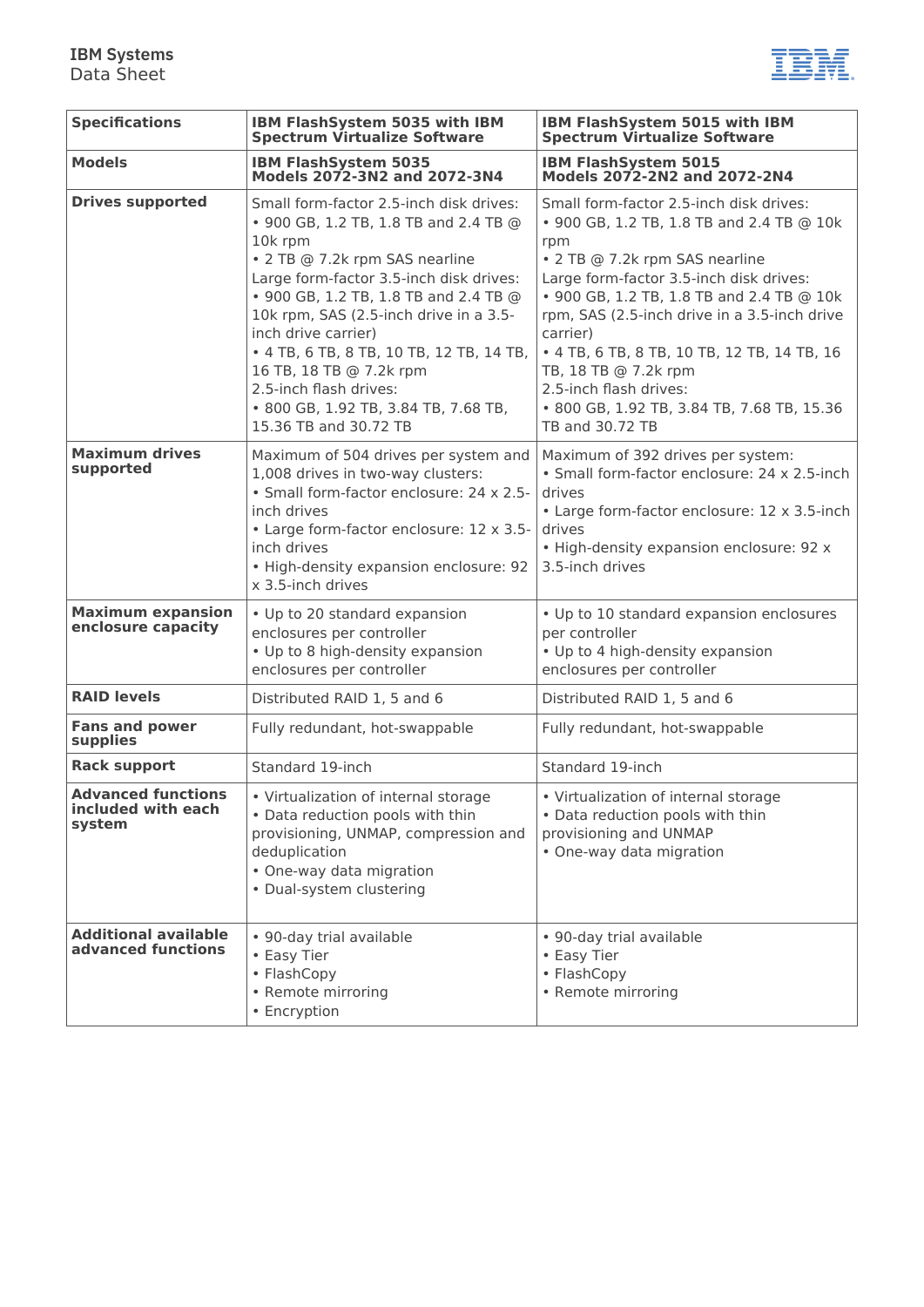| Specifications | IBM FlashSystem 5035 with IBM Spectrum Virtualize Software | IBM FlashSystem 5015 with IBM Spectrum Virtualize Software |
|---|---|---|
| **Models** | **IBM FlashSystem 5035 Models 2072-3N2 and 2072-3N4** | **IBM FlashSystem 5015 Models 2072-2N2 and 2072-2N4** |
| **Drives supported** | Small form-factor 2.5-inch disk drives:<br>• 900 GB, 1.2 TB, 1.8 TB and 2.4 TB @ 10k rpm<br>• 2 TB @ 7.2k rpm SAS nearline<br>Large form-factor 3.5-inch disk drives:<br>• 900 GB, 1.2 TB, 1.8 TB and 2.4 TB @ 10k rpm, SAS (2.5-inch drive in a 3.5-inch drive carrier)<br>• 4 TB, 6 TB, 8 TB, 10 TB, 12 TB, 14 TB, 16 TB, 18 TB @ 7.2k rpm<br>2.5-inch flash drives:<br>• 800 GB, 1.92 TB, 3.84 TB, 7.68 TB, 15.36 TB and 30.72 TB | Small form-factor 2.5-inch disk drives:<br>• 900 GB, 1.2 TB, 1.8 TB and 2.4 TB @ 10k rpm<br>• 2 TB @ 7.2k rpm SAS nearline<br>Large form-factor 3.5-inch disk drives:<br>• 900 GB, 1.2 TB, 1.8 TB and 2.4 TB @ 10k rpm, SAS (2.5-inch drive in a 3.5-inch drive carrier)<br>• 4 TB, 6 TB, 8 TB, 10 TB, 12 TB, 14 TB, 16 TB, 18 TB @ 7.2k rpm<br>2.5-inch flash drives:<br>• 800 GB, 1.92 TB, 3.84 TB, 7.68 TB, 15.36 TB and 30.72 TB |
| **Maximum drives supported** | Maximum of 504 drives per system and 1,008 drives in two-way clusters:<br>• Small form-factor enclosure: 24 x 2.5-inch drives<br>• Large form-factor enclosure: 12 x 3.5-inch drives<br>• High-density expansion enclosure: 92 x 3.5-inch drives | Maximum of 392 drives per system:<br>• Small form-factor enclosure: 24 x 2.5-inch drives<br>• Large form-factor enclosure: 12 x 3.5-inch drives<br>• High-density expansion enclosure: 92 x 3.5-inch drives |
| **Maximum expansion enclosure capacity** | • Up to 20 standard expansion enclosures per controller<br>• Up to 8 high-density expansion enclosures per controller | • Up to 10 standard expansion enclosures per controller<br>• Up to 4 high-density expansion enclosures per controller |
| **RAID levels** | Distributed RAID 1, 5 and 6 | Distributed RAID 1, 5 and 6 |
| **Fans and power supplies** | Fully redundant, hot-swappable | Fully redundant, hot-swappable |
| **Rack support** | Standard 19-inch | Standard 19-inch |
| **Advanced functions included with each system** | • Virtualization of internal storage<br>• Data reduction pools with thin provisioning, UNMAP, compression and deduplication<br>• One-way data migration<br>• Dual-system clustering | • Virtualization of internal storage<br>• Data reduction pools with thin provisioning and UNMAP<br>• One-way data migration |
| **Additional available advanced functions** | • 90-day trial available<br>• Easy Tier<br>• FlashCopy<br>• Remote mirroring<br>• Encryption | • 90-day trial available<br>• Easy Tier<br>• FlashCopy<br>• Remote mirroring |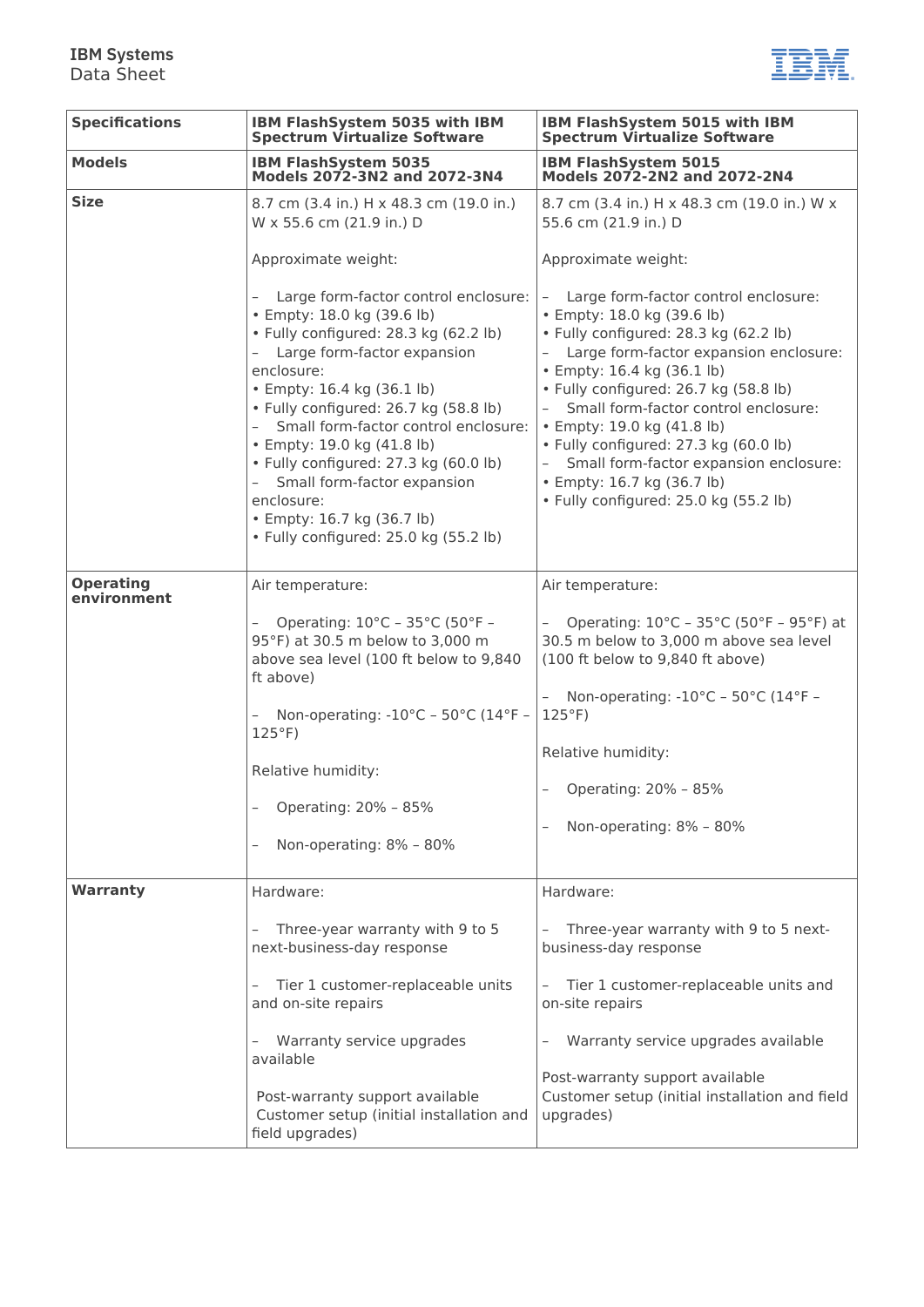| Specifications | IBM FlashSystem 5035 with IBM Spectrum Virtualize Software | IBM FlashSystem 5015 with IBM Spectrum Virtualize Software |
|---|---|---|
| **Models** | **IBM FlashSystem 5035 Models 2072-3N2 and 2072-3N4** | **IBM FlashSystem 5015 Models 2072-2N2 and 2072-2N4** |
| **Size** | 8.7 cm (3.4 in.) H x 48.3 cm (19.0 in.) W x 55.6 cm (21.9 in.) D<br><br>Approximate weight:<br><br>– Large form-factor control enclosure:<br>• Empty: 18.0 kg (39.6 lb)<br>• Fully configured: 28.3 kg (62.2 lb)<br>– Large form-factor expansion enclosure:<br>• Empty: 16.4 kg (36.1 lb)<br>• Fully configured: 26.7 kg (58.8 lb)<br>– Small form-factor control enclosure:<br>• Empty: 19.0 kg (41.8 lb)<br>• Fully configured: 27.3 kg (60.0 lb)<br>– Small form-factor expansion enclosure:<br>• Empty: 16.7 kg (36.7 lb)<br>• Fully configured: 25.0 kg (55.2 lb) | 8.7 cm (3.4 in.) H x 48.3 cm (19.0 in.) W x 55.6 cm (21.9 in.) D<br><br>Approximate weight:<br><br>– Large form-factor control enclosure:<br>• Empty: 18.0 kg (39.6 lb)<br>• Fully configured: 28.3 kg (62.2 lb)<br>– Large form-factor expansion enclosure:<br>• Empty: 16.4 kg (36.1 lb)<br>• Fully configured: 26.7 kg (58.8 lb)<br>– Small form-factor control enclosure:<br>• Empty: 19.0 kg (41.8 lb)<br>• Fully configured: 27.3 kg (60.0 lb)<br>– Small form-factor expansion enclosure:<br>• Empty: 16.7 kg (36.7 lb)<br>• Fully configured: 25.0 kg (55.2 lb) |
| **Operating environment** | Air temperature:<br><br>– Operating: 10°C – 35°C (50°F – 95°F) at 30.5 m below to 3,000 m above sea level (100 ft below to 9,840 ft above)<br><br>– Non-operating: -10°C – 50°C (14°F – 125°F)<br><br>Relative humidity:<br><br>– Operating: 20% – 85%<br><br>– Non-operating: 8% – 80% | Air temperature:<br><br>– Operating: 10°C – 35°C (50°F – 95°F) at 30.5 m below to 3,000 m above sea level (100 ft below to 9,840 ft above)<br><br>– Non-operating: -10°C – 50°C (14°F – 125°F)<br><br>Relative humidity:<br><br>– Operating: 20% – 85%<br><br>– Non-operating: 8% – 80% |
| **Warranty** | Hardware:<br><br>– Three-year warranty with 9 to 5 next-business-day response<br><br>– Tier 1 customer-replaceable units and on-site repairs<br><br>– Warranty service upgrades available<br><br>Post-warranty support available<br>Customer setup (initial installation and field upgrades) | Hardware:<br><br>– Three-year warranty with 9 to 5 next-business-day response<br><br>– Tier 1 customer-replaceable units and on-site repairs<br><br>– Warranty service upgrades available<br><br>Post-warranty support available<br>Customer setup (initial installation and field upgrades) |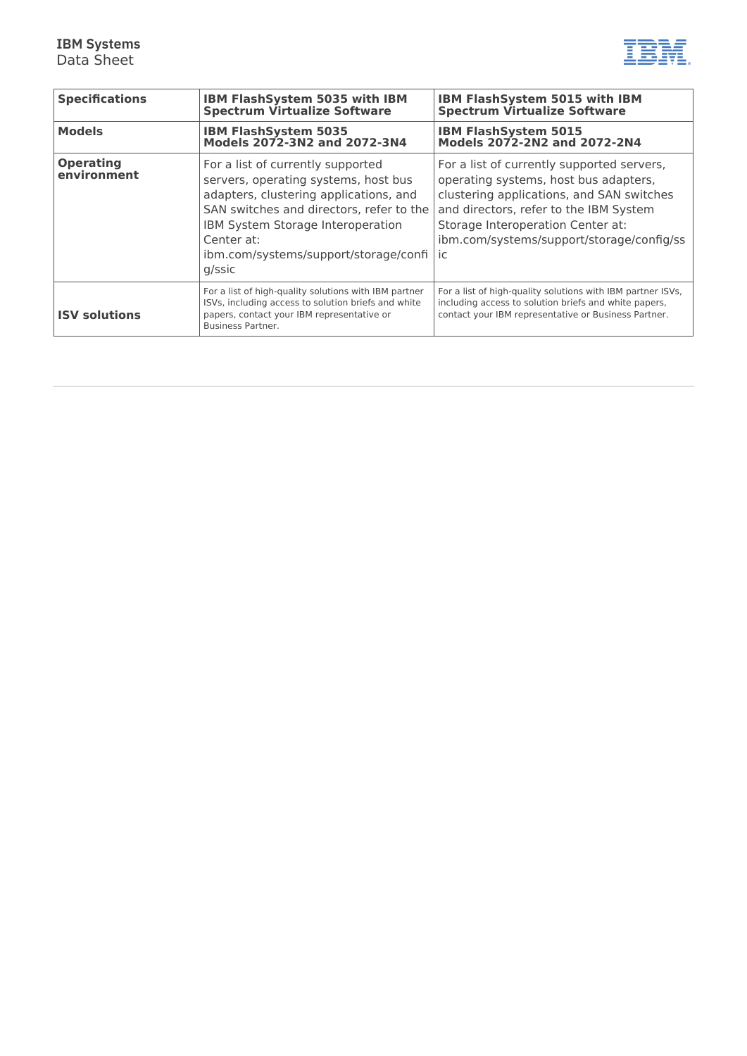| **Specifications** | **IBM FlashSystem 5035 with IBM Spectrum Virtualize Software** | **IBM FlashSystem 5015 with IBM Spectrum Virtualize Software** |
|---|---|---|
| **Models** | **IBM FlashSystem 5035 Models 2072-3N2 and 2072-3N4** | **IBM FlashSystem 5015 Models 2072-2N2 and 2072-2N4** |
| **Operating environment** | For a list of currently supported servers, operating systems, host bus adapters, clustering applications, and SAN switches and directors, refer to the IBM System Storage Interoperation Center at: ibm.com/systems/support/storage/config/ssic | For a list of currently supported servers, operating systems, host bus adapters, clustering applications, and SAN switches and directors, refer to the IBM System Storage Interoperation Center at: ibm.com/systems/support/storage/config/ssic |
| **ISV solutions** | For a list of high-quality solutions with IBM partner ISVs, including access to solution briefs and white papers, contact your IBM representative or Business Partner. | For a list of high-quality solutions with IBM partner ISVs, including access to solution briefs and white papers, contact your IBM representative or Business Partner. |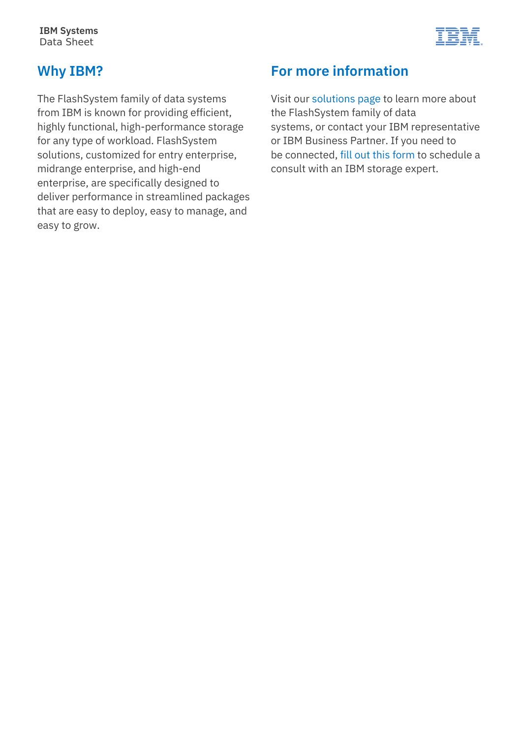## Why IBM?

The FlashSystem family of data systems from IBM is known for providing efficient, highly functional, high-performance storage for any type of workload. FlashSystem solutions, customized for entry enterprise, midrange enterprise, and high-end enterprise, are specifically designed to deliver performance in streamlined packages that are easy to deploy, easy to manage, and easy to grow.

## For more information

Visit our solutions page to learn more about the FlashSystem family of data systems, or contact your IBM representative or IBM Business Partner. If you need to be connected, fill out this form to schedule a consult with an IBM storage expert.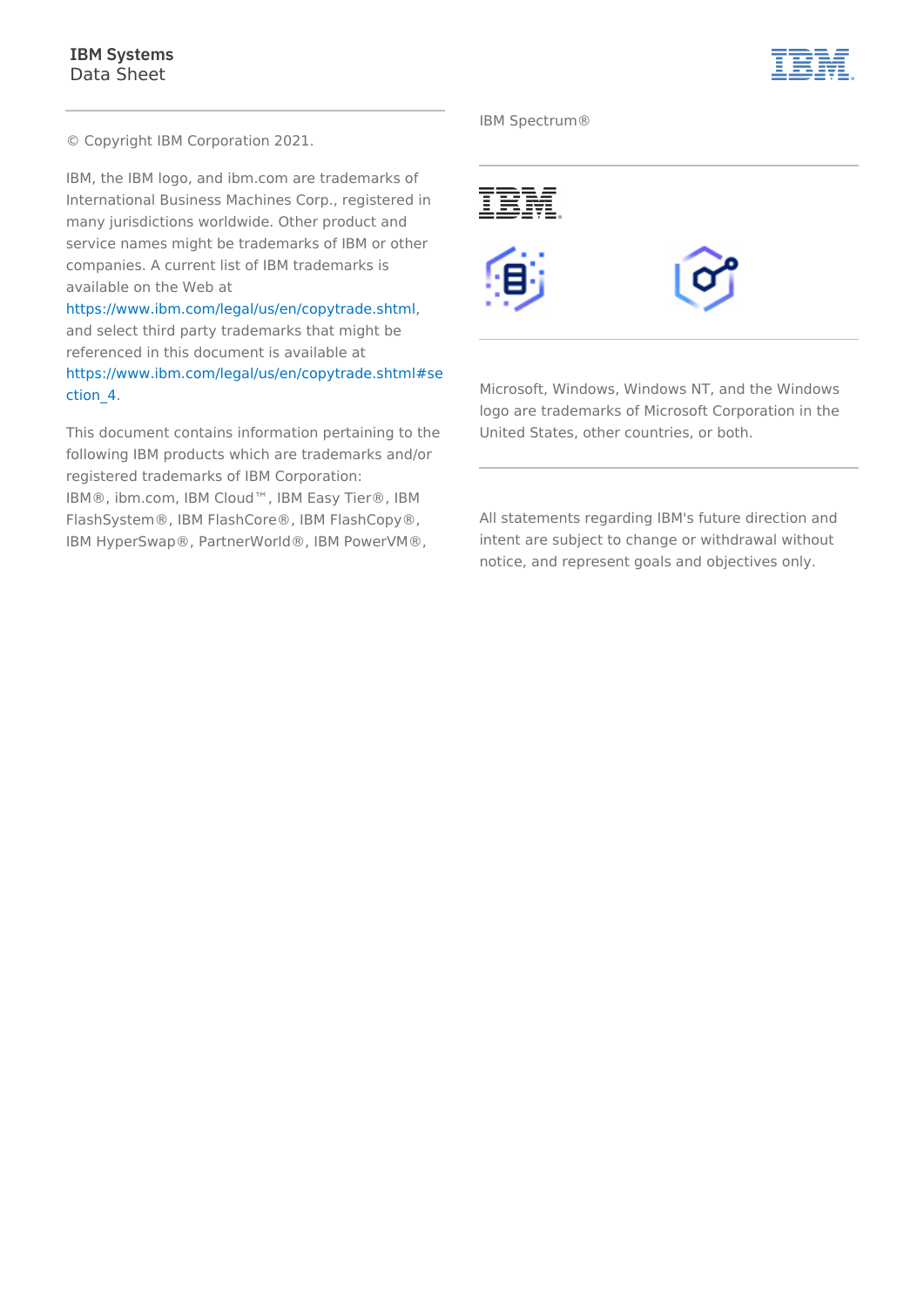© Copyright IBM Corporation 2021.

IBM, the IBM logo, and ibm.com are trademarks of International Business Machines Corp., registered in many jurisdictions worldwide. Other product and service names might be trademarks of IBM or other companies. A current list of IBM trademarks is available on the Web at https://www.ibm.com/legal/us/en/copytrade.shtml, and select third party trademarks that might be referenced in this document is available at https://www.ibm.com/legal/us/en/copytrade.shtml#section_4.

This document contains information pertaining to the following IBM products which are trademarks and/or registered trademarks of IBM Corporation: IBM®, ibm.com, IBM Cloud™, IBM Easy Tier®, IBM FlashSystem®, IBM FlashCore®, IBM FlashCopy®, IBM HyperSwap®, PartnerWorld®, IBM PowerVM®, IBM Spectrum®

Microsoft, Windows, Windows NT, and the Windows logo are trademarks of Microsoft Corporation in the United States, other countries, or both.

All statements regarding IBM's future direction and intent are subject to change or withdrawal without notice, and represent goals and objectives only.